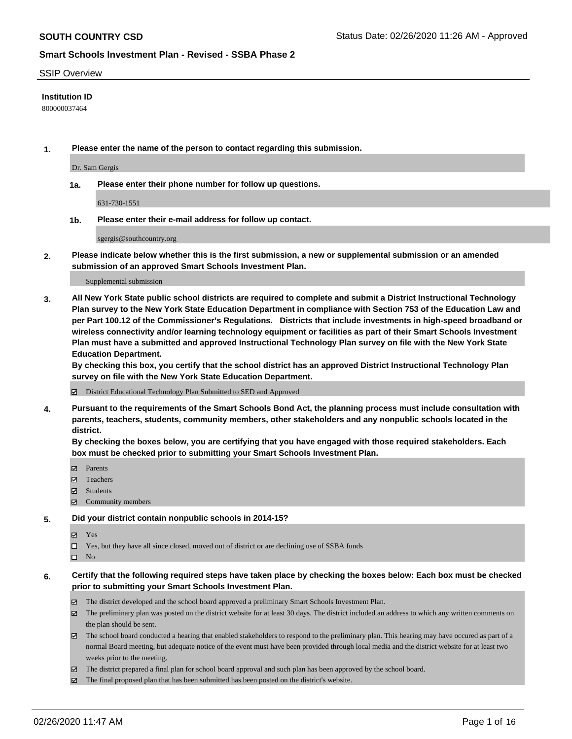**SOUTH COUNTRY CSD** Status Date: 02/26/2020 11:26 AM - Approved

**Smart Schools Investment Plan - Revised - SSBA Phase 2**

SSIP Overview

**Institution ID**

800000037464

**1. Please enter the name of the person to contact regarding this submission.**

Dr. Sam Gergis

**1a. Please enter their phone number for follow up questions.**

631-730-1551

**1b. Please enter their e-mail address for follow up contact.**

sgergis@southcountry.org

**2. Please indicate below whether this is the first submission, a new or supplemental submission or an amended submission of an approved Smart Schools Investment Plan.**

Supplemental submission

**3. All New York State public school districts are required to complete and submit a District Instructional Technology Plan survey to the New York State Education Department in compliance with Section 753 of the Education Law and per Part 100.12 of the Commissioner's Regulations. Districts that include investments in high-speed broadband or wireless connectivity and/or learning technology equipment or facilities as part of their Smart Schools Investment Plan must have a submitted and approved Instructional Technology Plan survey on file with the New York State Education Department.**
**By checking this box, you certify that the school district has an approved District Instructional Technology Plan survey on file with the New York State Education Department.**

☑ District Educational Technology Plan Submitted to SED and Approved

**4. Pursuant to the requirements of the Smart Schools Bond Act, the planning process must include consultation with parents, teachers, students, community members, other stakeholders and any nonpublic schools located in the district.**
**By checking the boxes below, you are certifying that you have engaged with those required stakeholders. Each box must be checked prior to submitting your Smart Schools Investment Plan.**

☑ Parents
☑ Teachers
☑ Students
☑ Community members

**5. Did your district contain nonpublic schools in 2014-15?**

☑ Yes
☐ Yes, but they have all since closed, moved out of district or are declining use of SSBA funds
☐ No

**6. Certify that the following required steps have taken place by checking the boxes below: Each box must be checked prior to submitting your Smart Schools Investment Plan.**

☑ The district developed and the school board approved a preliminary Smart Schools Investment Plan.
☑ The preliminary plan was posted on the district website for at least 30 days. The district included an address to which any written comments on the plan should be sent.
☑ The school board conducted a hearing that enabled stakeholders to respond to the preliminary plan. This hearing may have occured as part of a normal Board meeting, but adequate notice of the event must have been provided through local media and the district website for at least two weeks prior to the meeting.
☑ The district prepared a final plan for school board approval and such plan has been approved by the school board.
☑ The final proposed plan that has been submitted has been posted on the district's website.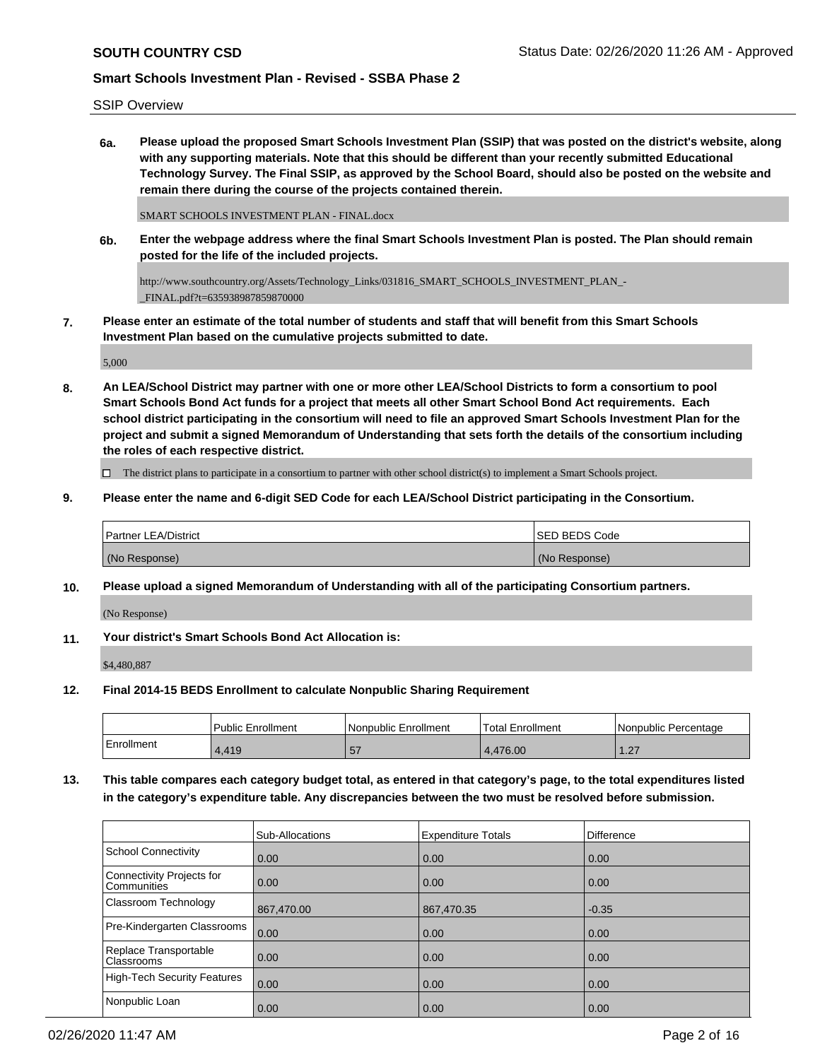SSIP Overview

**6a. Please upload the proposed Smart Schools Investment Plan (SSIP) that was posted on the district's website, along with any supporting materials. Note that this should be different than your recently submitted Educational Technology Survey. The Final SSIP, as approved by the School Board, should also be posted on the website and remain there during the course of the projects contained therein.**

SMART SCHOOLS INVESTMENT PLAN - FINAL.docx

**6b. Enter the webpage address where the final Smart Schools Investment Plan is posted. The Plan should remain posted for the life of the included projects.**

http://www.southcountry.org/Assets/Technology_Links/031816_SMART_SCHOOLS_INVESTMENT_PLAN_-_FINAL.pdf?t=635938987859870000

**7. Please enter an estimate of the total number of students and staff that will benefit from this Smart Schools Investment Plan based on the cumulative projects submitted to date.**

5,000

**8. An LEA/School District may partner with one or more other LEA/School Districts to form a consortium to pool Smart Schools Bond Act funds for a project that meets all other Smart School Bond Act requirements. Each school district participating in the consortium will need to file an approved Smart Schools Investment Plan for the project and submit a signed Memorandum of Understanding that sets forth the details of the consortium including the roles of each respective district.**

☐ The district plans to participate in a consortium to partner with other school district(s) to implement a Smart Schools project.

**9. Please enter the name and 6-digit SED Code for each LEA/School District participating in the Consortium.**

| Partner LEA/District | SED BEDS Code |
|---|---|
| (No Response) | (No Response) |

**10. Please upload a signed Memorandum of Understanding with all of the participating Consortium partners.**

(No Response)

**11. Your district's Smart Schools Bond Act Allocation is:**

$4,480,887

**12. Final 2014-15 BEDS Enrollment to calculate Nonpublic Sharing Requirement**

| | Public Enrollment | Nonpublic Enrollment | Total Enrollment | Nonpublic Percentage |
|---|---|---|---|---|
| Enrollment | 4,419 | 57 | 4,476.00 | 1.27 |

**13. This table compares each category budget total, as entered in that category's page, to the total expenditures listed in the category's expenditure table. Any discrepancies between the two must be resolved before submission.**

| | Sub-Allocations | Expenditure Totals | Difference |
|---|---|---|---|
| School Connectivity | 0.00 | 0.00 | 0.00 |
| Connectivity Projects for Communities | 0.00 | 0.00 | 0.00 |
| Classroom Technology | 867,470.00 | 867,470.35 | -0.35 |
| Pre-Kindergarten Classrooms | 0.00 | 0.00 | 0.00 |
| Replace Transportable Classrooms | 0.00 | 0.00 | 0.00 |
| High-Tech Security Features | 0.00 | 0.00 | 0.00 |
| Nonpublic Loan | 0.00 | 0.00 | 0.00 |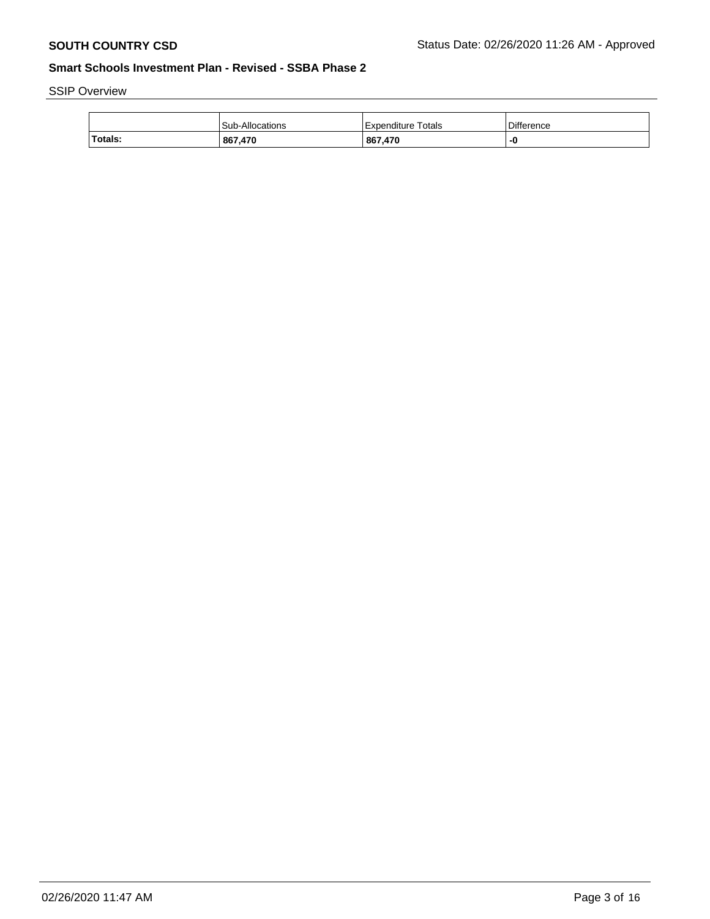SSIP Overview

| | Sub-Allocations | Expenditure Totals | Difference |
|---|---|---|---|
| **Totals:** | **867,470** | **867,470** | **-0** |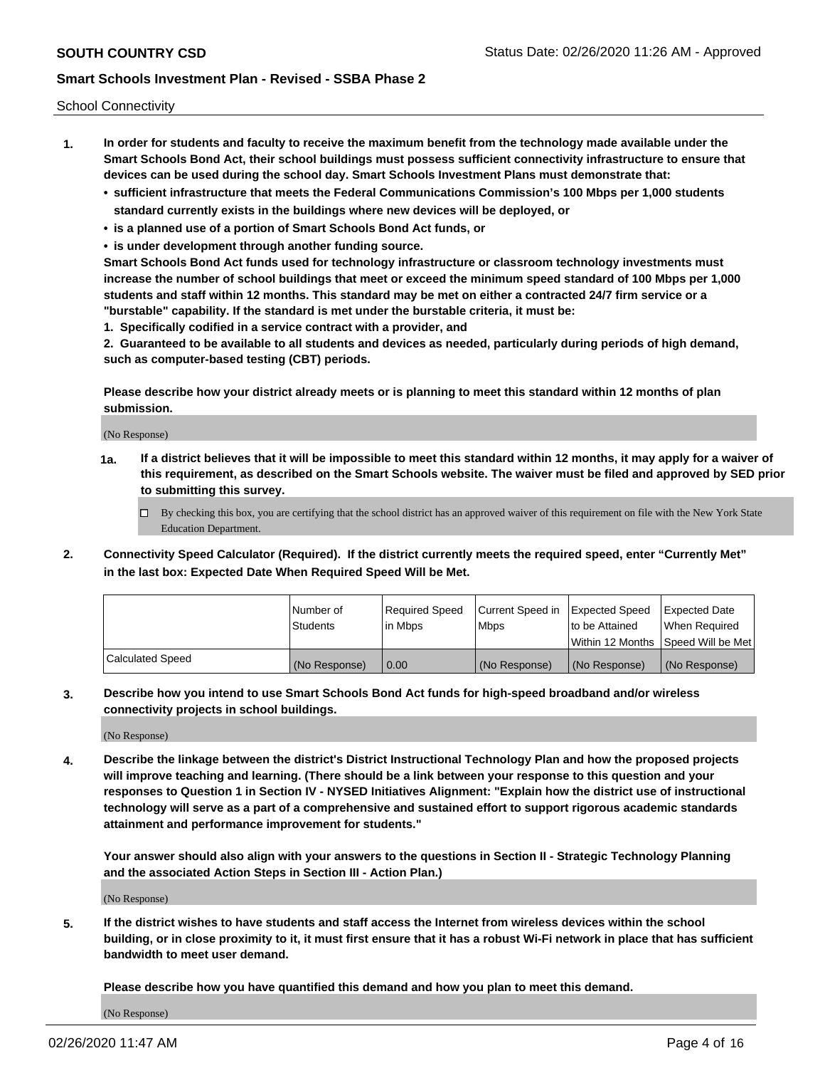SOUTH COUNTRY CSD

Status Date: 02/26/2020 11:26 AM - Approved

## Smart Schools Investment Plan - Revised - SSBA Phase 2

School Connectivity

**1. In order for students and faculty to receive the maximum benefit from the technology made available under the Smart Schools Bond Act, their school buildings must possess sufficient connectivity infrastructure to ensure that devices can be used during the school day. Smart Schools Investment Plans must demonstrate that:**

- **sufficient infrastructure that meets the Federal Communications Commission's 100 Mbps per 1,000 students standard currently exists in the buildings where new devices will be deployed, or**
- **is a planned use of a portion of Smart Schools Bond Act funds, or**
- **is under development through another funding source.**

**Smart Schools Bond Act funds used for technology infrastructure or classroom technology investments must increase the number of school buildings that meet or exceed the minimum speed standard of 100 Mbps per 1,000 students and staff within 12 months. This standard may be met on either a contracted 24/7 firm service or a "burstable" capability. If the standard is met under the burstable criteria, it must be:**

**1. Specifically codified in a service contract with a provider, and**

**2. Guaranteed to be available to all students and devices as needed, particularly during periods of high demand, such as computer-based testing (CBT) periods.**

**Please describe how your district already meets or is planning to meet this standard within 12 months of plan submission.**

(No Response)

**1a. If a district believes that it will be impossible to meet this standard within 12 months, it may apply for a waiver of this requirement, as described on the Smart Schools website. The waiver must be filed and approved by SED prior to submitting this survey.**

☐ By checking this box, you are certifying that the school district has an approved waiver of this requirement on file with the New York State Education Department.

**2. Connectivity Speed Calculator (Required). If the district currently meets the required speed, enter "Currently Met" in the last box: Expected Date When Required Speed Will be Met.**

| | Number of Students | Required Speed in Mbps | Current Speed in Mbps | Expected Speed to be Attained Within 12 Months | Expected Date When Required Speed Will be Met |
|---|---|---|---|---|---|
| Calculated Speed | (No Response) | 0.00 | (No Response) | (No Response) | (No Response) |

**3. Describe how you intend to use Smart Schools Bond Act funds for high-speed broadband and/or wireless connectivity projects in school buildings.**

(No Response)

**4. Describe the linkage between the district's District Instructional Technology Plan and how the proposed projects will improve teaching and learning. (There should be a link between your response to this question and your responses to Question 1 in Section IV - NYSED Initiatives Alignment: "Explain how the district use of instructional technology will serve as a part of a comprehensive and sustained effort to support rigorous academic standards attainment and performance improvement for students."**

**Your answer should also align with your answers to the questions in Section II - Strategic Technology Planning and the associated Action Steps in Section III - Action Plan.)**

(No Response)

**5. If the district wishes to have students and staff access the Internet from wireless devices within the school building, or in close proximity to it, it must first ensure that it has a robust Wi-Fi network in place that has sufficient bandwidth to meet user demand.**

**Please describe how you have quantified this demand and how you plan to meet this demand.**

(No Response)

02/26/2020 11:47 AM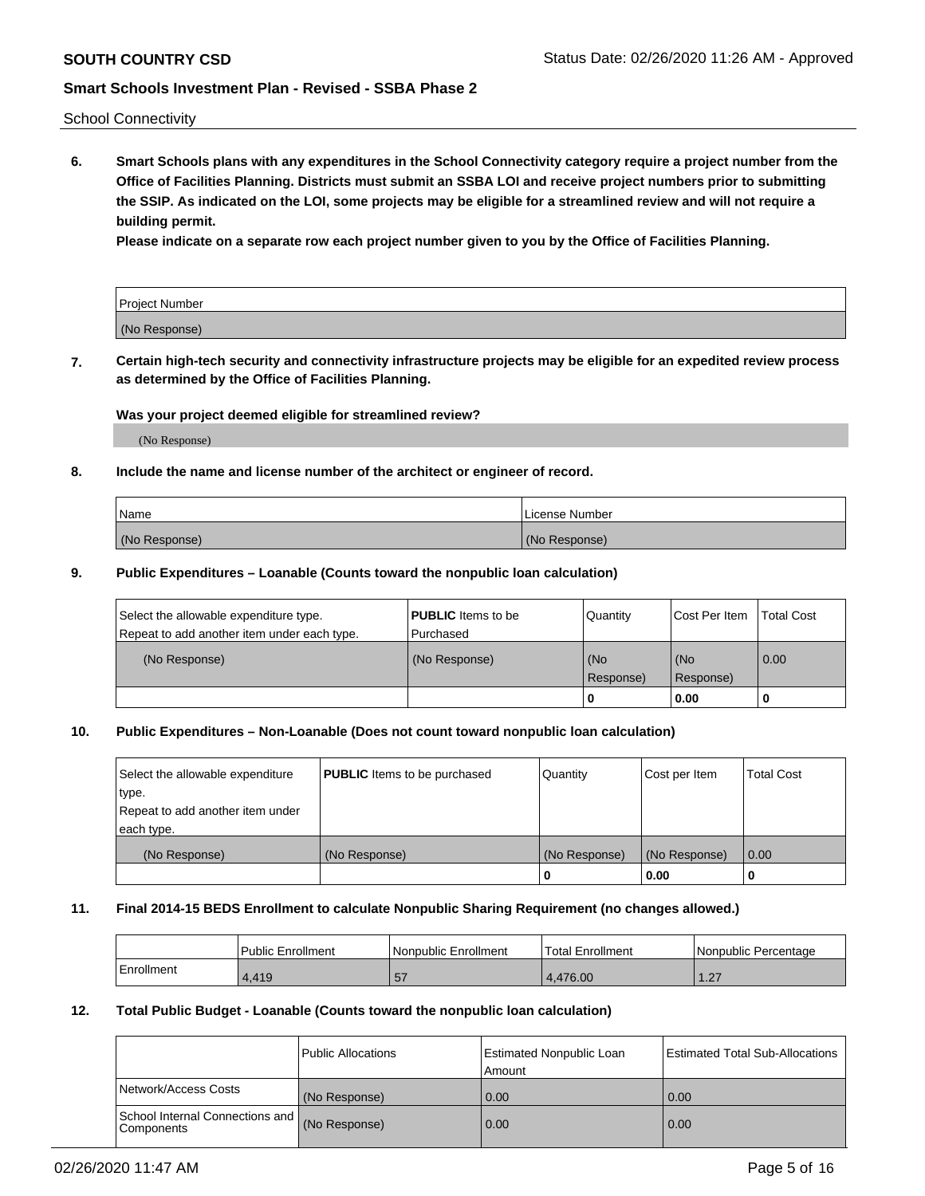School Connectivity

**6. Smart Schools plans with any expenditures in the School Connectivity category require a project number from the Office of Facilities Planning. Districts must submit an SSBA LOI and receive project numbers prior to submitting the SSIP. As indicated on the LOI, some projects may be eligible for a streamlined review and will not require a building permit.**

**Please indicate on a separate row each project number given to you by the Office of Facilities Planning.**

| Project Number |
|---|
| (No Response) |

**7. Certain high-tech security and connectivity infrastructure projects may be eligible for an expedited review process as determined by the Office of Facilities Planning.**

**Was your project deemed eligible for streamlined review?**

(No Response)

**8. Include the name and license number of the architect or engineer of record.**

| Name | License Number |
|---|---|
| (No Response) | (No Response) |

**9. Public Expenditures – Loanable (Counts toward the nonpublic loan calculation)**

| Select the allowable expenditure type. Repeat to add another item under each type. | **PUBLIC** Items to be Purchased | Quantity | Cost Per Item | Total Cost |
|---|---|---|---|---|
| (No Response) | (No Response) | (No Response) | (No Response) | 0.00 |
| | | 0 | 0.00 | 0 |

**10. Public Expenditures – Non-Loanable (Does not count toward nonpublic loan calculation)**

| Select the allowable expenditure type. Repeat to add another item under each type. | **PUBLIC** Items to be purchased | Quantity | Cost per Item | Total Cost |
|---|---|---|---|---|
| (No Response) | (No Response) | (No Response) | (No Response) | 0.00 |
| | | 0 | 0.00 | 0 |

**11. Final 2014-15 BEDS Enrollment to calculate Nonpublic Sharing Requirement (no changes allowed.)**

| | Public Enrollment | Nonpublic Enrollment | Total Enrollment | Nonpublic Percentage |
|---|---|---|---|---|
| Enrollment | 4,419 | 57 | 4,476.00 | 1.27 |

**12. Total Public Budget - Loanable (Counts toward the nonpublic loan calculation)**

| | Public Allocations | Estimated Nonpublic Loan Amount | Estimated Total Sub-Allocations |
|---|---|---|---|
| Network/Access Costs | (No Response) | 0.00 | 0.00 |
| School Internal Connections and Components | (No Response) | 0.00 | 0.00 |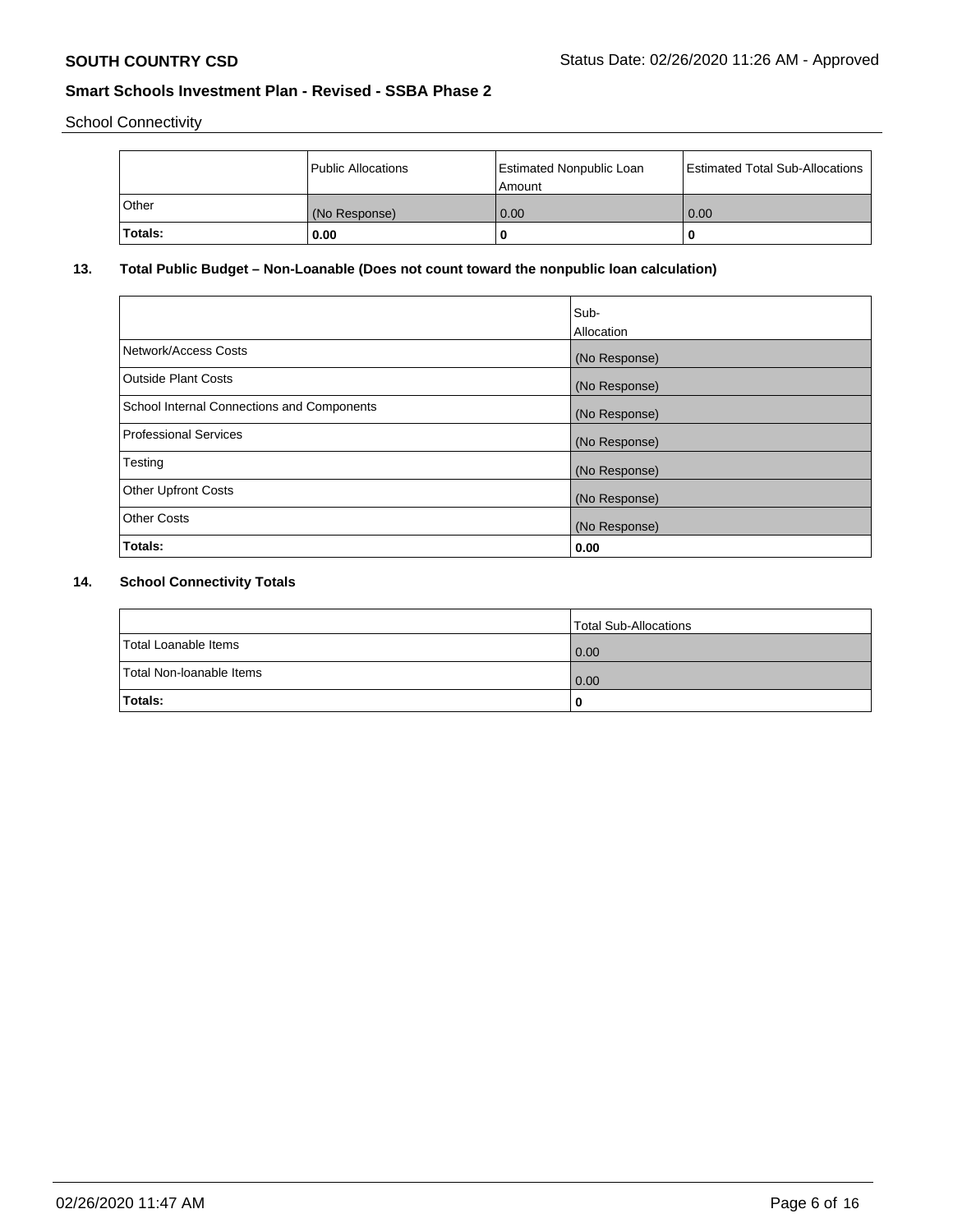School Connectivity

| | Public Allocations | Estimated Nonpublic Loan Amount | Estimated Total Sub-Allocations |
|---|---|---|---|
| Other | (No Response) | 0.00 | 0.00 |
| **Totals:** | **0.00** | **0** | **0** |

## 13. Total Public Budget – Non-Loanable (Does not count toward the nonpublic loan calculation)

| | Sub-Allocation |
|---|---|
| Network/Access Costs | (No Response) |
| Outside Plant Costs | (No Response) |
| School Internal Connections and Components | (No Response) |
| Professional Services | (No Response) |
| Testing | (No Response) |
| Other Upfront Costs | (No Response) |
| Other Costs | (No Response) |
| **Totals:** | **0.00** |

## 14. School Connectivity Totals

| | Total Sub-Allocations |
|---|---|
| Total Loanable Items | 0.00 |
| Total Non-loanable Items | 0.00 |
| **Totals:** | **0** |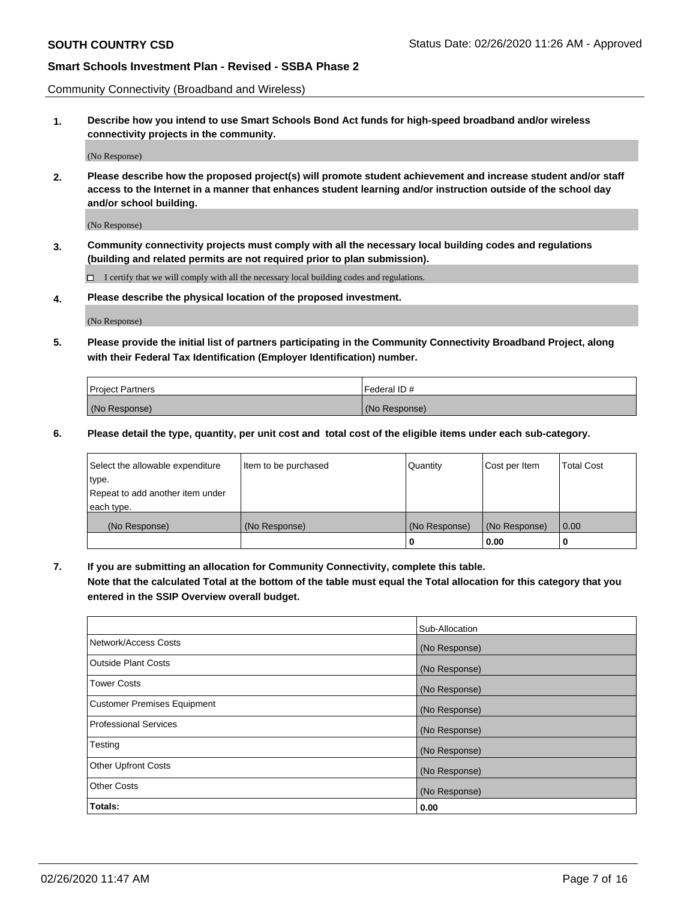Community Connectivity (Broadband and Wireless)

**1. Describe how you intend to use Smart Schools Bond Act funds for high-speed broadband and/or wireless connectivity projects in the community.**

(No Response)

**2. Please describe how the proposed project(s) will promote student achievement and increase student and/or staff access to the Internet in a manner that enhances student learning and/or instruction outside of the school day and/or school building.**

(No Response)

**3. Community connectivity projects must comply with all the necessary local building codes and regulations (building and related permits are not required prior to plan submission).**

☐ I certify that we will comply with all the necessary local building codes and regulations.

**4. Please describe the physical location of the proposed investment.**

(No Response)

**5. Please provide the initial list of partners participating in the Community Connectivity Broadband Project, along with their Federal Tax Identification (Employer Identification) number.**

| Project Partners | Federal ID # |
|---|---|
| (No Response) | (No Response) |

**6. Please detail the type, quantity, per unit cost and total cost of the eligible items under each sub-category.**

| Select the allowable expenditure type. Repeat to add another item under each type. | Item to be purchased | Quantity | Cost per Item | Total Cost |
|---|---|---|---|---|
| (No Response) | (No Response) | (No Response) | (No Response) | 0.00 |
| | | **0** | **0.00** | **0** |

**7. If you are submitting an allocation for Community Connectivity, complete this table. Note that the calculated Total at the bottom of the table must equal the Total allocation for this category that you entered in the SSIP Overview overall budget.**

| | Sub-Allocation |
|---|---|
| Network/Access Costs | (No Response) |
| Outside Plant Costs | (No Response) |
| Tower Costs | (No Response) |
| Customer Premises Equipment | (No Response) |
| Professional Services | (No Response) |
| Testing | (No Response) |
| Other Upfront Costs | (No Response) |
| Other Costs | (No Response) |
| **Totals:** | **0.00** |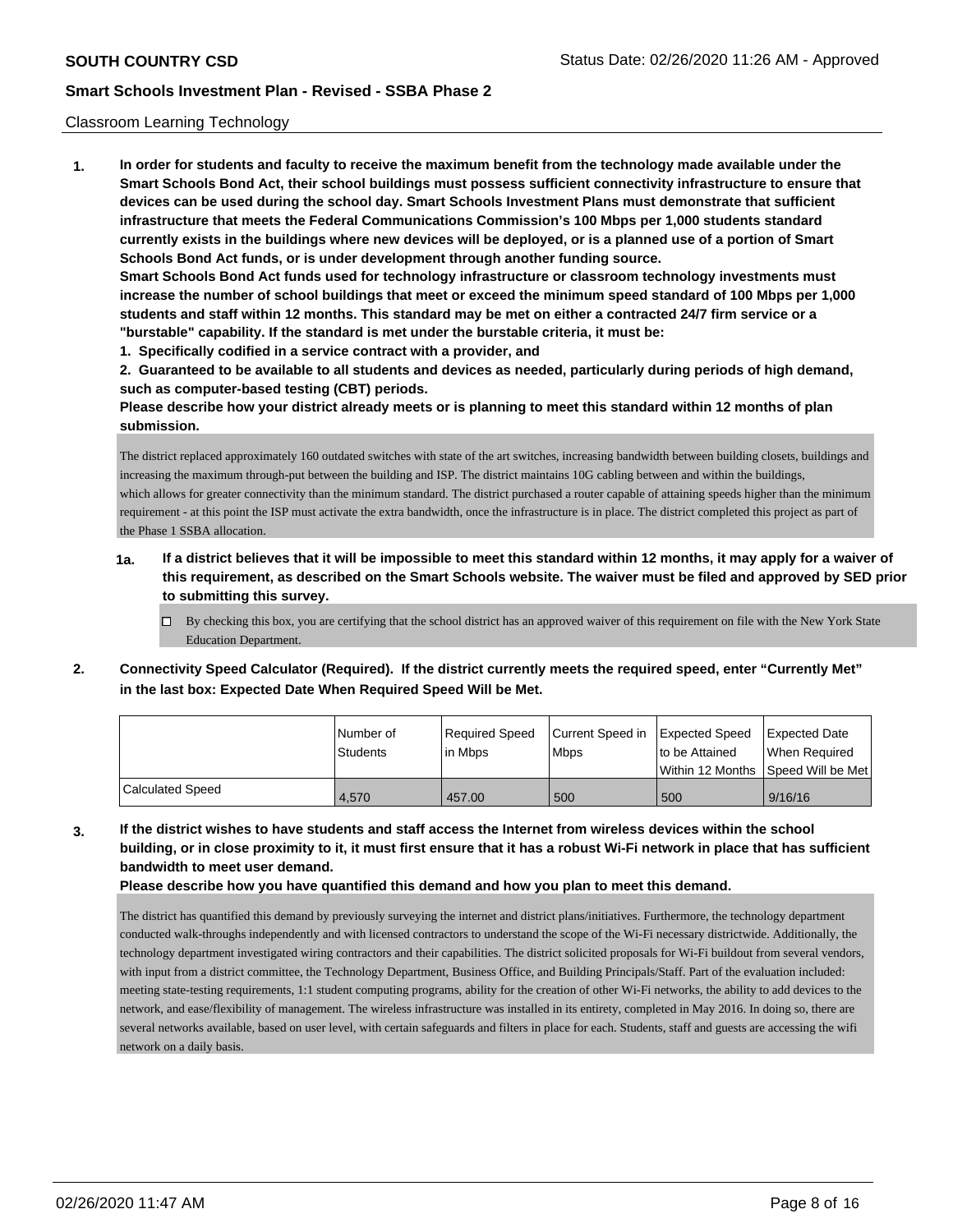Classroom Learning Technology

**1. In order for students and faculty to receive the maximum benefit from the technology made available under the Smart Schools Bond Act, their school buildings must possess sufficient connectivity infrastructure to ensure that devices can be used during the school day. Smart Schools Investment Plans must demonstrate that sufficient infrastructure that meets the Federal Communications Commission's 100 Mbps per 1,000 students standard currently exists in the buildings where new devices will be deployed, or is a planned use of a portion of Smart Schools Bond Act funds, or is under development through another funding source.**

**Smart Schools Bond Act funds used for technology infrastructure or classroom technology investments must increase the number of school buildings that meet or exceed the minimum speed standard of 100 Mbps per 1,000 students and staff within 12 months. This standard may be met on either a contracted 24/7 firm service or a "burstable" capability. If the standard is met under the burstable criteria, it must be:**

**1. Specifically codified in a service contract with a provider, and**

**2. Guaranteed to be available to all students and devices as needed, particularly during periods of high demand, such as computer-based testing (CBT) periods.**

**Please describe how your district already meets or is planning to meet this standard within 12 months of plan submission.**

The district replaced approximately 160 outdated switches with state of the art switches, increasing bandwidth between building closets, buildings and increasing the maximum through-put between the building and ISP. The district maintains 10G cabling between and within the buildings, which allows for greater connectivity than the minimum standard. The district purchased a router capable of attaining speeds higher than the minimum requirement - at this point the ISP must activate the extra bandwidth, once the infrastructure is in place. The district completed this project as part of the Phase 1 SSBA allocation.

**1a. If a district believes that it will be impossible to meet this standard within 12 months, it may apply for a waiver of this requirement, as described on the Smart Schools website. The waiver must be filed and approved by SED prior to submitting this survey.**

☐ By checking this box, you are certifying that the school district has an approved waiver of this requirement on file with the New York State Education Department.

**2. Connectivity Speed Calculator (Required). If the district currently meets the required speed, enter "Currently Met" in the last box: Expected Date When Required Speed Will be Met.**

| | Number of Students | Required Speed in Mbps | Current Speed in Mbps | Expected Speed to be Attained Within 12 Months | Expected Date When Required Speed Will be Met |
|---|---|---|---|---|---|
| Calculated Speed | 4,570 | 457.00 | 500 | 500 | 9/16/16 |

**3. If the district wishes to have students and staff access the Internet from wireless devices within the school building, or in close proximity to it, it must first ensure that it has a robust Wi-Fi network in place that has sufficient bandwidth to meet user demand.**

**Please describe how you have quantified this demand and how you plan to meet this demand.**

The district has quantified this demand by previously surveying the internet and district plans/initiatives. Furthermore, the technology department conducted walk-throughs independently and with licensed contractors to understand the scope of the Wi-Fi necessary districtwide. Additionally, the technology department investigated wiring contractors and their capabilities. The district solicited proposals for Wi-Fi buildout from several vendors, with input from a district committee, the Technology Department, Business Office, and Building Principals/Staff. Part of the evaluation included: meeting state-testing requirements, 1:1 student computing programs, ability for the creation of other Wi-Fi networks, the ability to add devices to the network, and ease/flexibility of management. The wireless infrastructure was installed in its entirety, completed in May 2016. In doing so, there are several networks available, based on user level, with certain safeguards and filters in place for each. Students, staff and guests are accessing the wifi network on a daily basis.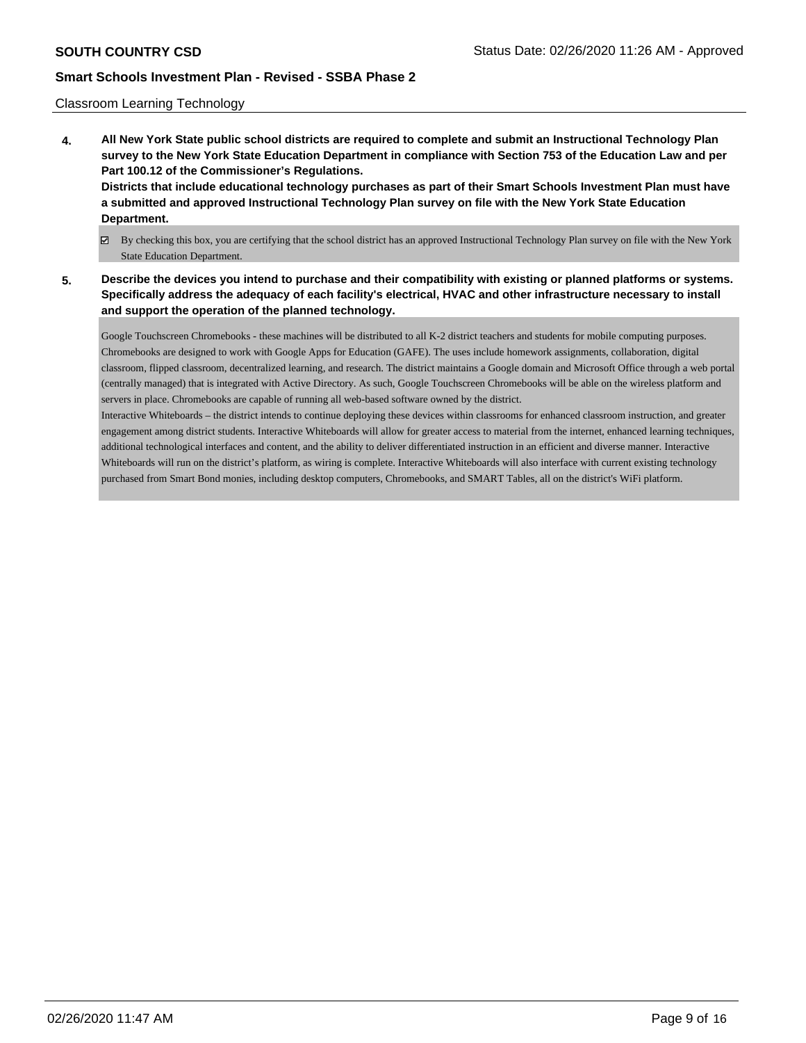Classroom Learning Technology

**4. All New York State public school districts are required to complete and submit an Instructional Technology Plan survey to the New York State Education Department in compliance with Section 753 of the Education Law and per Part 100.12 of the Commissioner's Regulations.**

**Districts that include educational technology purchases as part of their Smart Schools Investment Plan must have a submitted and approved Instructional Technology Plan survey on file with the New York State Education Department.**

☑ By checking this box, you are certifying that the school district has an approved Instructional Technology Plan survey on file with the New York State Education Department.

**5. Describe the devices you intend to purchase and their compatibility with existing or planned platforms or systems. Specifically address the adequacy of each facility's electrical, HVAC and other infrastructure necessary to install and support the operation of the planned technology.**

Google Touchscreen Chromebooks - these machines will be distributed to all K-2 district teachers and students for mobile computing purposes. Chromebooks are designed to work with Google Apps for Education (GAFE). The uses include homework assignments, collaboration, digital classroom, flipped classroom, decentralized learning, and research. The district maintains a Google domain and Microsoft Office through a web portal (centrally managed) that is integrated with Active Directory. As such, Google Touchscreen Chromebooks will be able on the wireless platform and servers in place. Chromebooks are capable of running all web-based software owned by the district.

Interactive Whiteboards – the district intends to continue deploying these devices within classrooms for enhanced classroom instruction, and greater engagement among district students. Interactive Whiteboards will allow for greater access to material from the internet, enhanced learning techniques, additional technological interfaces and content, and the ability to deliver differentiated instruction in an efficient and diverse manner. Interactive Whiteboards will run on the district's platform, as wiring is complete. Interactive Whiteboards will also interface with current existing technology purchased from Smart Bond monies, including desktop computers, Chromebooks, and SMART Tables, all on the district's WiFi platform.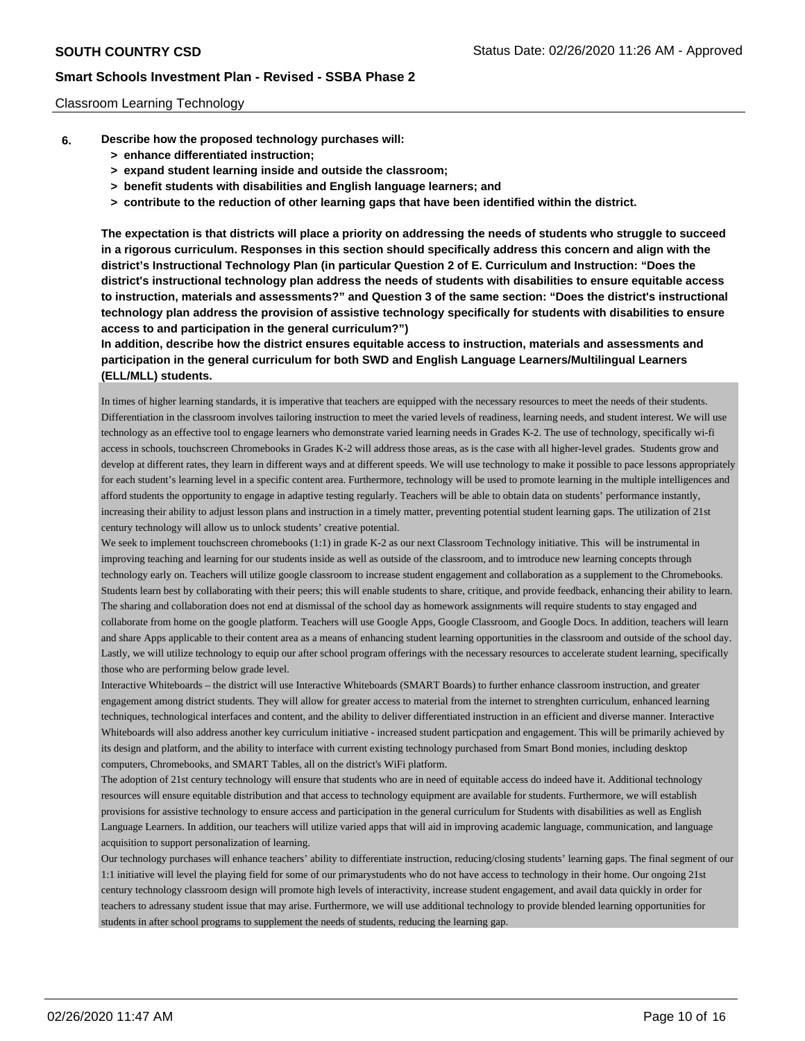Classroom Learning Technology

**6. Describe how the proposed technology purchases will:**

- **> enhance differentiated instruction;**
- **> expand student learning inside and outside the classroom;**
- **> benefit students with disabilities and English language learners; and**
- **> contribute to the reduction of other learning gaps that have been identified within the district.**

**The expectation is that districts will place a priority on addressing the needs of students who struggle to succeed in a rigorous curriculum. Responses in this section should specifically address this concern and align with the district's Instructional Technology Plan (in particular Question 2 of E. Curriculum and Instruction: "Does the district's instructional technology plan address the needs of students with disabilities to ensure equitable access to instruction, materials and assessments?" and Question 3 of the same section: "Does the district's instructional technology plan address the provision of assistive technology specifically for students with disabilities to ensure access to and participation in the general curriculum?")**

**In addition, describe how the district ensures equitable access to instruction, materials and assessments and participation in the general curriculum for both SWD and English Language Learners/Multilingual Learners (ELL/MLL) students.**

In times of higher learning standards, it is imperative that teachers are equipped with the necessary resources to meet the needs of their students. Differentiation in the classroom involves tailoring instruction to meet the varied levels of readiness, learning needs, and student interest. We will use technology as an effective tool to engage learners who demonstrate varied learning needs in Grades K-2. The use of technology, specifically wi-fi access in schools, touchscreen Chromebooks in Grades K-2 will address those areas, as is the case with all higher-level grades. Students grow and develop at different rates, they learn in different ways and at different speeds. We will use technology to make it possible to pace lessons appropriately for each student's learning level in a specific content area. Furthermore, technology will be used to promote learning in the multiple intelligences and afford students the opportunity to engage in adaptive testing regularly. Teachers will be able to obtain data on students' performance instantly, increasing their ability to adjust lesson plans and instruction in a timely matter, preventing potential student learning gaps. The utilization of 21st century technology will allow us to unlock students' creative potential.

We seek to implement touchscreen chromebooks (1:1) in grade K-2 as our next Classroom Technology initiative. This will be instrumental in improving teaching and learning for our students inside as well as outside of the classroom, and to imtroduce new learning concepts through technology early on. Teachers will utilize google classroom to increase student engagement and collaboration as a supplement to the Chromebooks. Students learn best by collaborating with their peers; this will enable students to share, critique, and provide feedback, enhancing their ability to learn. The sharing and collaboration does not end at dismissal of the school day as homework assignments will require students to stay engaged and collaborate from home on the google platform. Teachers will use Google Apps, Google Classroom, and Google Docs. In addition, teachers will learn and share Apps applicable to their content area as a means of enhancing student learning opportunities in the classroom and outside of the school day. Lastly, we will utilize technology to equip our after school program offerings with the necessary resources to accelerate student learning, specifically those who are performing below grade level.

Interactive Whiteboards – the district will use Interactive Whiteboards (SMART Boards) to further enhance classroom instruction, and greater engagement among district students. They will allow for greater access to material from the internet to strenghten curriculum, enhanced learning techniques, technological interfaces and content, and the ability to deliver differentiated instruction in an efficient and diverse manner. Interactive Whiteboards will also address another key curriculum initiative - increased student particpation and engagement. This will be primarily achieved by its design and platform, and the ability to interface with current existing technology purchased from Smart Bond monies, including desktop computers, Chromebooks, and SMART Tables, all on the district's WiFi platform.

The adoption of 21st century technology will ensure that students who are in need of equitable access do indeed have it. Additional technology resources will ensure equitable distribution and that access to technology equipment are available for students. Furthermore, we will establish provisions for assistive technology to ensure access and participation in the general curriculum for Students with disabilities as well as English Language Learners. In addition, our teachers will utilize varied apps that will aid in improving academic language, communication, and language acquisition to support personalization of learning.

Our technology purchases will enhance teachers' ability to differentiate instruction, reducing/closing students' learning gaps. The final segment of our 1:1 initiative will level the playing field for some of our primarystudents who do not have access to technology in their home. Our ongoing 21st century technology classroom design will promote high levels of interactivity, increase student engagement, and avail data quickly in order for teachers to adressany student issue that may arise. Furthermore, we will use additional technology to provide blended learning opportunities for students in after school programs to supplement the needs of students, reducing the learning gap.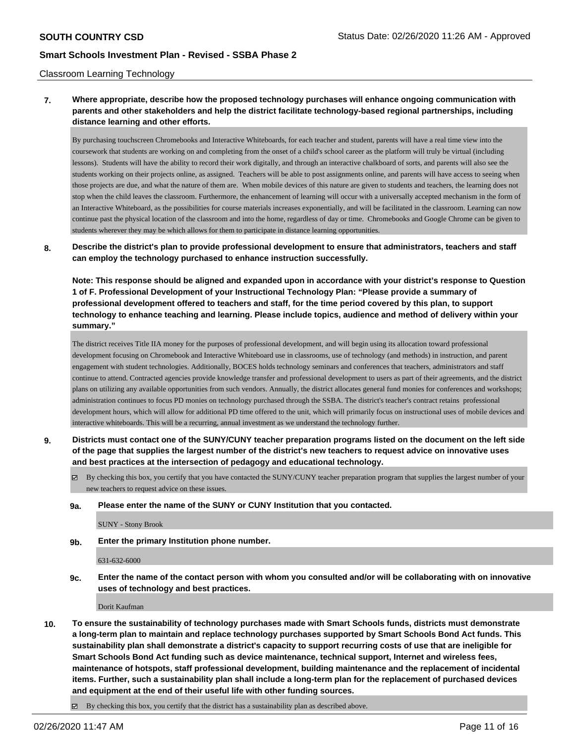Classroom Learning Technology

**7. Where appropriate, describe how the proposed technology purchases will enhance ongoing communication with parents and other stakeholders and help the district facilitate technology-based regional partnerships, including distance learning and other efforts.**

By purchasing touchscreen Chromebooks and Interactive Whiteboards, for each teacher and student, parents will have a real time view into the coursework that students are working on and completing from the onset of a child's school career as the platform will truly be virtual (including lessons). Students will have the ability to record their work digitally, and through an interactive chalkboard of sorts, and parents will also see the students working on their projects online, as assigned. Teachers will be able to post assignments online, and parents will have access to seeing when those projects are due, and what the nature of them are. When mobile devices of this nature are given to students and teachers, the learning does not stop when the child leaves the classroom. Furthermore, the enhancement of learning will occur with a universally accepted mechanism in the form of an Interactive Whiteboard, as the possibilities for course materials increases exponentially, and will be facilitated in the classroom. Learning can now continue past the physical location of the classroom and into the home, regardless of day or time. Chromebooks and Google Chrome can be given to students wherever they may be which allows for them to participate in distance learning opportunities.

**8. Describe the district's plan to provide professional development to ensure that administrators, teachers and staff can employ the technology purchased to enhance instruction successfully.**

**Note: This response should be aligned and expanded upon in accordance with your district's response to Question 1 of F. Professional Development of your Instructional Technology Plan: "Please provide a summary of professional development offered to teachers and staff, for the time period covered by this plan, to support technology to enhance teaching and learning. Please include topics, audience and method of delivery within your summary."**

The district receives Title IIA money for the purposes of professional development, and will begin using its allocation toward professional development focusing on Chromebook and Interactive Whiteboard use in classrooms, use of technology (and methods) in instruction, and parent engagement with student technologies. Additionally, BOCES holds technology seminars and conferences that teachers, administrators and staff continue to attend. Contracted agencies provide knowledge transfer and professional development to users as part of their agreements, and the district plans on utilizing any available opportunities from such vendors. Annually, the district allocates general fund monies for conferences and workshops; administration continues to focus PD monies on technology purchased through the SSBA. The district's teacher's contract retains professional development hours, which will allow for additional PD time offered to the unit, which will primarily focus on instructional uses of mobile devices and interactive whiteboards. This will be a recurring, annual investment as we understand the technology further.

**9. Districts must contact one of the SUNY/CUNY teacher preparation programs listed on the document on the left side of the page that supplies the largest number of the district's new teachers to request advice on innovative uses and best practices at the intersection of pedagogy and educational technology.**

☑ By checking this box, you certify that you have contacted the SUNY/CUNY teacher preparation program that supplies the largest number of your new teachers to request advice on these issues.

**9a. Please enter the name of the SUNY or CUNY Institution that you contacted.**

SUNY - Stony Brook

**9b. Enter the primary Institution phone number.**

631-632-6000

**9c. Enter the name of the contact person with whom you consulted and/or will be collaborating with on innovative uses of technology and best practices.**

Dorit Kaufman

**10. To ensure the sustainability of technology purchases made with Smart Schools funds, districts must demonstrate a long-term plan to maintain and replace technology purchases supported by Smart Schools Bond Act funds. This sustainability plan shall demonstrate a district's capacity to support recurring costs of use that are ineligible for Smart Schools Bond Act funding such as device maintenance, technical support, Internet and wireless fees, maintenance of hotspots, staff professional development, building maintenance and the replacement of incidental items. Further, such a sustainability plan shall include a long-term plan for the replacement of purchased devices and equipment at the end of their useful life with other funding sources.**

☑ By checking this box, you certify that the district has a sustainability plan as described above.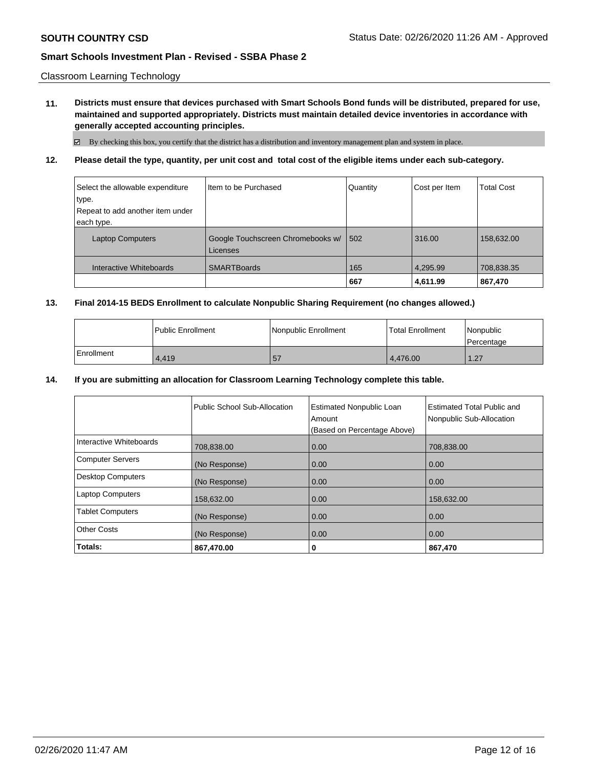Classroom Learning Technology

**11. Districts must ensure that devices purchased with Smart Schools Bond funds will be distributed, prepared for use, maintained and supported appropriately. Districts must maintain detailed device inventories in accordance with generally accepted accounting principles.**

☑ By checking this box, you certify that the district has a distribution and inventory management plan and system in place.

**12. Please detail the type, quantity, per unit cost and total cost of the eligible items under each sub-category.**

| Select the allowable expenditure type. Repeat to add another item under each type. | Item to be Purchased | Quantity | Cost per Item | Total Cost |
|---|---|---|---|---|
| Laptop Computers | Google Touchscreen Chromebooks w/ Licenses | 502 | 316.00 | 158,632.00 |
| Interactive Whiteboards | SMARTBoards | 165 | 4,295.99 | 708,838.35 |
| | | **667** | **4,611.99** | **867,470** |

**13. Final 2014-15 BEDS Enrollment to calculate Nonpublic Sharing Requirement (no changes allowed.)**

| | Public Enrollment | Nonpublic Enrollment | Total Enrollment | Nonpublic Percentage |
|---|---|---|---|---|
| Enrollment | 4,419 | 57 | 4,476.00 | 1.27 |

**14. If you are submitting an allocation for Classroom Learning Technology complete this table.**

| | Public School Sub-Allocation | Estimated Nonpublic Loan Amount (Based on Percentage Above) | Estimated Total Public and Nonpublic Sub-Allocation |
|---|---|---|---|
| Interactive Whiteboards | 708,838.00 | 0.00 | 708,838.00 |
| Computer Servers | (No Response) | 0.00 | 0.00 |
| Desktop Computers | (No Response) | 0.00 | 0.00 |
| Laptop Computers | 158,632.00 | 0.00 | 158,632.00 |
| Tablet Computers | (No Response) | 0.00 | 0.00 |
| Other Costs | (No Response) | 0.00 | 0.00 |
| **Totals:** | **867,470.00** | **0** | **867,470** |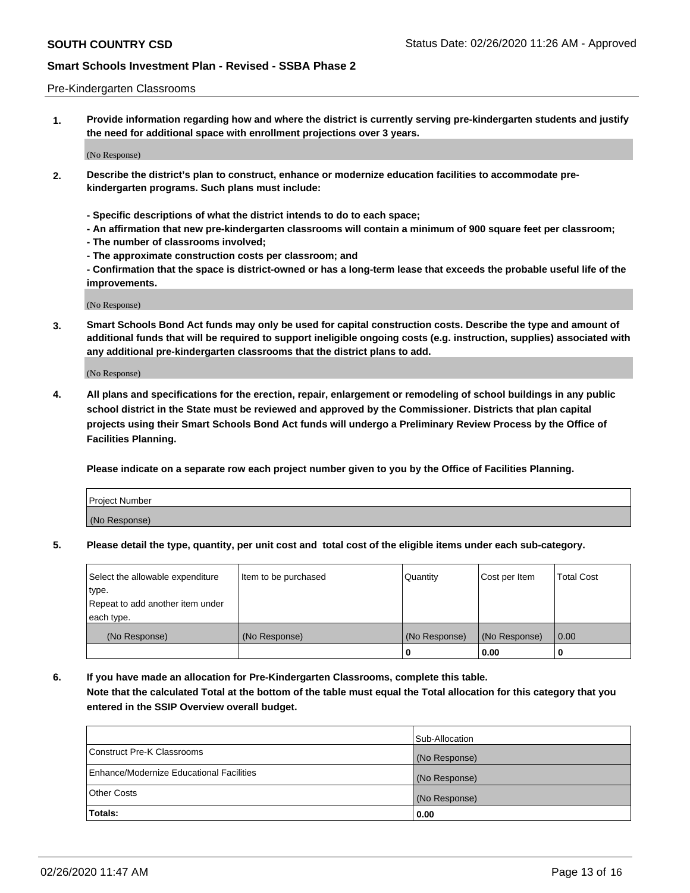Pre-Kindergarten Classrooms

**1. Provide information regarding how and where the district is currently serving pre-kindergarten students and justify the need for additional space with enrollment projections over 3 years.**

(No Response)

**2. Describe the district's plan to construct, enhance or modernize education facilities to accommodate pre-kindergarten programs. Such plans must include:**

**- Specific descriptions of what the district intends to do to each space;**
**- An affirmation that new pre-kindergarten classrooms will contain a minimum of 900 square feet per classroom;**
**- The number of classrooms involved;**
**- The approximate construction costs per classroom; and**
**- Confirmation that the space is district-owned or has a long-term lease that exceeds the probable useful life of the improvements.**

(No Response)

**3. Smart Schools Bond Act funds may only be used for capital construction costs. Describe the type and amount of additional funds that will be required to support ineligible ongoing costs (e.g. instruction, supplies) associated with any additional pre-kindergarten classrooms that the district plans to add.**

(No Response)

**4. All plans and specifications for the erection, repair, enlargement or remodeling of school buildings in any public school district in the State must be reviewed and approved by the Commissioner. Districts that plan capital projects using their Smart Schools Bond Act funds will undergo a Preliminary Review Process by the Office of Facilities Planning.**

**Please indicate on a separate row each project number given to you by the Office of Facilities Planning.**

| Project Number |
|---|
| (No Response) |

**5. Please detail the type, quantity, per unit cost and total cost of the eligible items under each sub-category.**

| Select the allowable expenditure type. Repeat to add another item under each type. | Item to be purchased | Quantity | Cost per Item | Total Cost |
|---|---|---|---|---|
| (No Response) | (No Response) | (No Response) | (No Response) | 0.00 |
| | | 0 | 0.00 | 0 |

**6. If you have made an allocation for Pre-Kindergarten Classrooms, complete this table. Note that the calculated Total at the bottom of the table must equal the Total allocation for this category that you entered in the SSIP Overview overall budget.**

| | Sub-Allocation |
|---|---|
| Construct Pre-K Classrooms | (No Response) |
| Enhance/Modernize Educational Facilities | (No Response) |
| Other Costs | (No Response) |
| **Totals:** | **0.00** |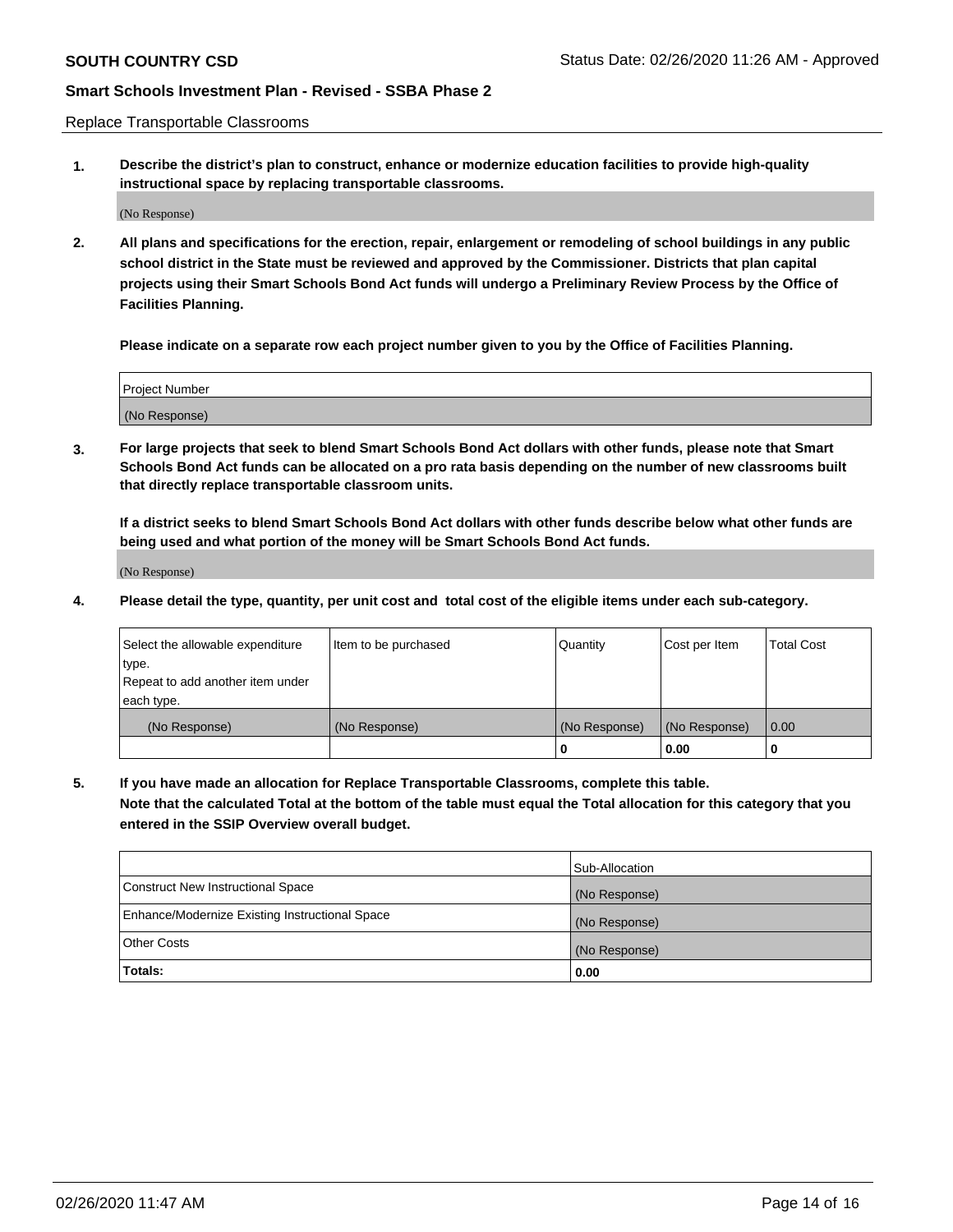Replace Transportable Classrooms

**1. Describe the district's plan to construct, enhance or modernize education facilities to provide high-quality instructional space by replacing transportable classrooms.**

(No Response)

**2. All plans and specifications for the erection, repair, enlargement or remodeling of school buildings in any public school district in the State must be reviewed and approved by the Commissioner. Districts that plan capital projects using their Smart Schools Bond Act funds will undergo a Preliminary Review Process by the Office of Facilities Planning.**

**Please indicate on a separate row each project number given to you by the Office of Facilities Planning.**

| Project Number |
|---|
| (No Response) |

**3. For large projects that seek to blend Smart Schools Bond Act dollars with other funds, please note that Smart Schools Bond Act funds can be allocated on a pro rata basis depending on the number of new classrooms built that directly replace transportable classroom units.**

**If a district seeks to blend Smart Schools Bond Act dollars with other funds describe below what other funds are being used and what portion of the money will be Smart Schools Bond Act funds.**

(No Response)

**4. Please detail the type, quantity, per unit cost and total cost of the eligible items under each sub-category.**

| Select the allowable expenditure type. Repeat to add another item under each type. | Item to be purchased | Quantity | Cost per Item | Total Cost |
|---|---|---|---|---|
| (No Response) | (No Response) | (No Response) | (No Response) | 0.00 |
| | | 0 | 0.00 | 0 |

**5. If you have made an allocation for Replace Transportable Classrooms, complete this table. Note that the calculated Total at the bottom of the table must equal the Total allocation for this category that you entered in the SSIP Overview overall budget.**

| | Sub-Allocation |
|---|---|
| Construct New Instructional Space | (No Response) |
| Enhance/Modernize Existing Instructional Space | (No Response) |
| Other Costs | (No Response) |
| **Totals:** | **0.00** |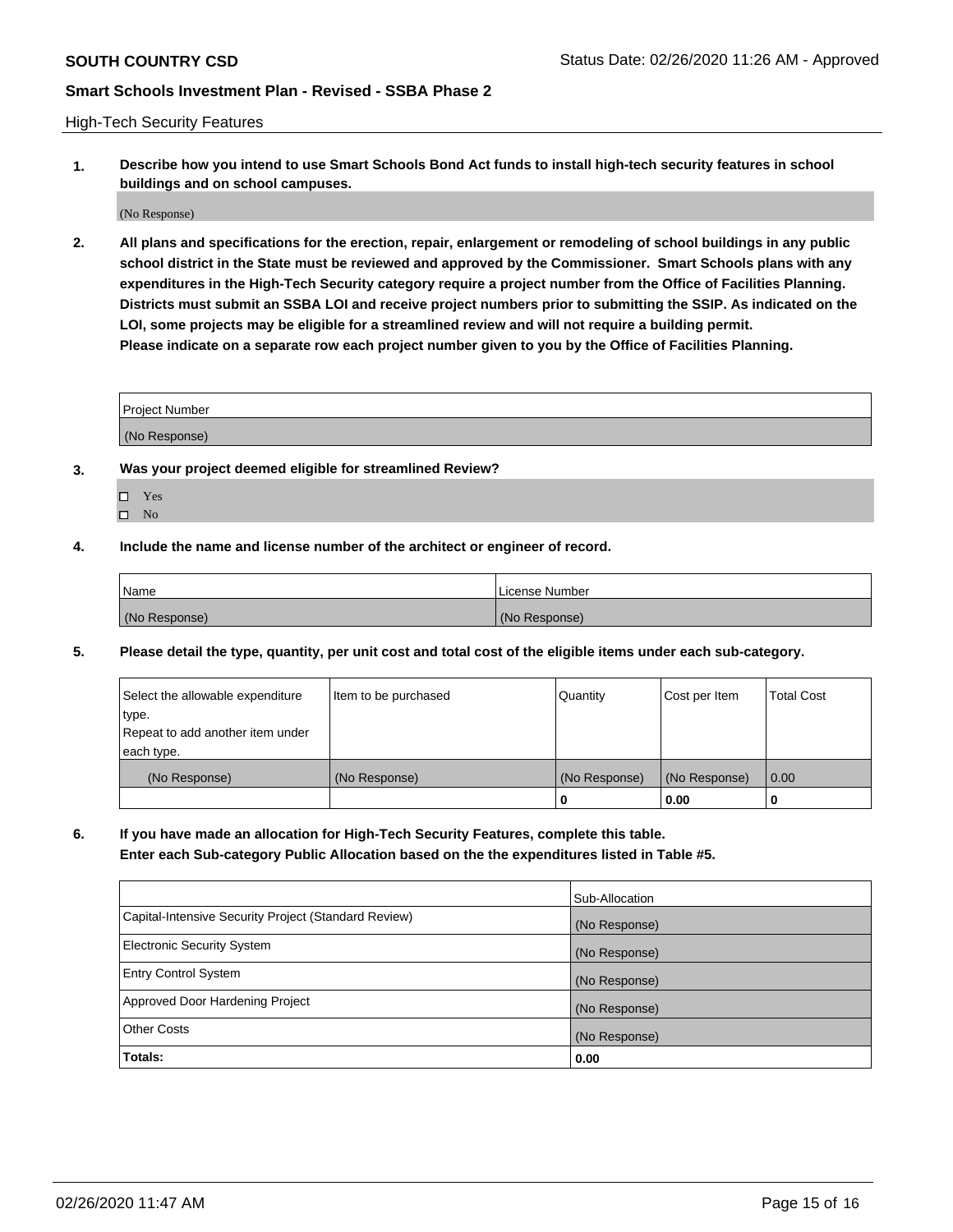High-Tech Security Features

**1. Describe how you intend to use Smart Schools Bond Act funds to install high-tech security features in school buildings and on school campuses.**

(No Response)

**2. All plans and specifications for the erection, repair, enlargement or remodeling of school buildings in any public school district in the State must be reviewed and approved by the Commissioner. Smart Schools plans with any expenditures in the High-Tech Security category require a project number from the Office of Facilities Planning. Districts must submit an SSBA LOI and receive project numbers prior to submitting the SSIP. As indicated on the LOI, some projects may be eligible for a streamlined review and will not require a building permit.**
**Please indicate on a separate row each project number given to you by the Office of Facilities Planning.**

| Project Number |
|---|
| (No Response) |

**3. Was your project deemed eligible for streamlined Review?**

☐ Yes
☐ No

**4. Include the name and license number of the architect or engineer of record.**

| Name | License Number |
|---|---|
| (No Response) | (No Response) |

**5. Please detail the type, quantity, per unit cost and total cost of the eligible items under each sub-category.**

| Select the allowable expenditure type. Repeat to add another item under each type. | Item to be purchased | Quantity | Cost per Item | Total Cost |
|---|---|---|---|---|
| (No Response) | (No Response) | (No Response) | (No Response) | 0.00 |
| | | 0 | 0.00 | 0 |

**6. If you have made an allocation for High-Tech Security Features, complete this table.**
**Enter each Sub-category Public Allocation based on the the expenditures listed in Table #5.**

| | Sub-Allocation |
|---|---|
| Capital-Intensive Security Project (Standard Review) | (No Response) |
| Electronic Security System | (No Response) |
| Entry Control System | (No Response) |
| Approved Door Hardening Project | (No Response) |
| Other Costs | (No Response) |
| **Totals:** | **0.00** |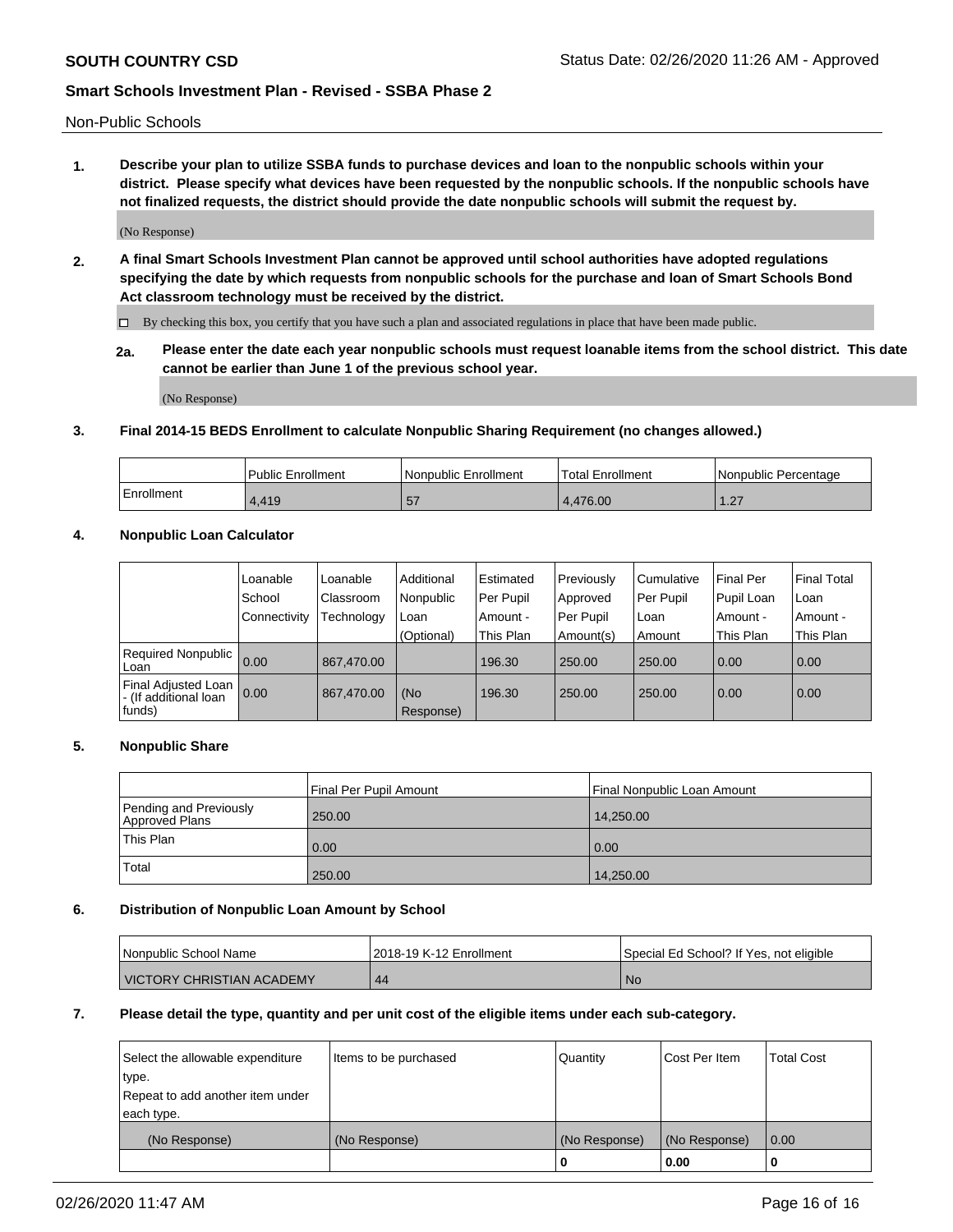Non-Public Schools

**1. Describe your plan to utilize SSBA funds to purchase devices and loan to the nonpublic schools within your district. Please specify what devices have been requested by the nonpublic schools. If the nonpublic schools have not finalized requests, the district should provide the date nonpublic schools will submit the request by.**

(No Response)

**2. A final Smart Schools Investment Plan cannot be approved until school authorities have adopted regulations specifying the date by which requests from nonpublic schools for the purchase and loan of Smart Schools Bond Act classroom technology must be received by the district.**

☐ By checking this box, you certify that you have such a plan and associated regulations in place that have been made public.

**2a. Please enter the date each year nonpublic schools must request loanable items from the school district. This date cannot be earlier than June 1 of the previous school year.**

(No Response)

**3. Final 2014-15 BEDS Enrollment to calculate Nonpublic Sharing Requirement (no changes allowed.)**

| | Public Enrollment | Nonpublic Enrollment | Total Enrollment | Nonpublic Percentage |
|---|---|---|---|---|
| Enrollment | 4,419 | 57 | 4,476.00 | 1.27 |

**4. Nonpublic Loan Calculator**

| | Loanable School Connectivity | Loanable Classroom Technology | Additional Nonpublic Loan (Optional) | Estimated Per Pupil Amount - This Plan | Previously Approved Per Pupil Amount(s) | Cumulative Per Pupil Loan Amount | Final Per Pupil Loan Amount - This Plan | Final Total Loan Amount - This Plan |
|---|---|---|---|---|---|---|---|---|
| Required Nonpublic Loan | 0.00 | 867,470.00 | | 196.30 | 250.00 | 250.00 | 0.00 | 0.00 |
| Final Adjusted Loan - (If additional loan funds) | 0.00 | 867,470.00 | (No Response) | 196.30 | 250.00 | 250.00 | 0.00 | 0.00 |

**5. Nonpublic Share**

| | Final Per Pupil Amount | Final Nonpublic Loan Amount |
|---|---|---|
| Pending and Previously Approved Plans | 250.00 | 14,250.00 |
| This Plan | 0.00 | 0.00 |
| Total | 250.00 | 14,250.00 |

**6. Distribution of Nonpublic Loan Amount by School**

| Nonpublic School Name | 2018-19 K-12 Enrollment | Special Ed School? If Yes, not eligible |
|---|---|---|
| VICTORY CHRISTIAN ACADEMY | 44 | No |

**7. Please detail the type, quantity and per unit cost of the eligible items under each sub-category.**

| Select the allowable expenditure type. Repeat to add another item under each type. | Items to be purchased | Quantity | Cost Per Item | Total Cost |
|---|---|---|---|---|
| (No Response) | (No Response) | (No Response) | (No Response) | 0.00 |
| | | **0** | **0.00** | **0** |